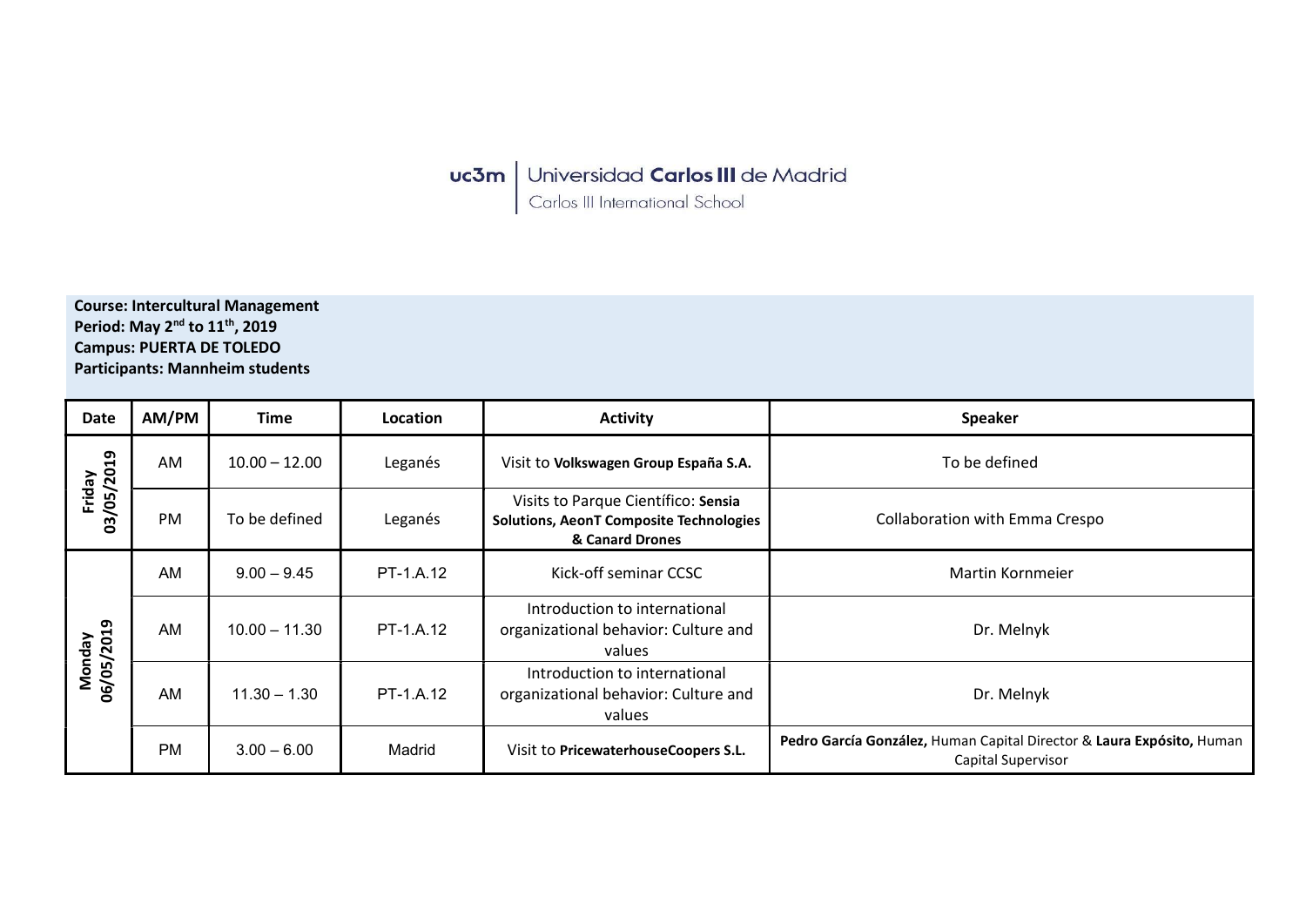uc3m | Universidad **Carlos III** de Madrid
Carlos III International School

**Course: Intercultural Management**
**Period: May 2nd to 11th, 2019**
**Campus: PUERTA DE TOLEDO**
**Participants: Mannheim students**

| Date | AM/PM | Time | Location | Activity | Speaker |
|---|---|---|---|---|---|
| Friday 03/05/2019 | AM | 10.00 – 12.00 | Leganés | Visit to **Volkswagen Group España S.A.** | To be defined |
| | PM | To be defined | Leganés | Visits to Parque Científico: **Sensia Solutions, AeonT Composite Technologies & Canard Drones** | Collaboration with Emma Crespo |
| Monday 06/05/2019 | AM | 9.00 – 9.45 | PT-1.A.12 | Kick-off seminar CCSC | Martin Kornmeier |
| | AM | 10.00 – 11.30 | PT-1.A.12 | Introduction to international organizational behavior: Culture and values | Dr. Melnyk |
| | AM | 11.30 – 1.30 | PT-1.A.12 | Introduction to international organizational behavior: Culture and values | Dr. Melnyk |
| | PM | 3.00 – 6.00 | Madrid | Visit to **PricewaterhouseCoopers S.L.** | **Pedro García González,** Human Capital Director & **Laura Expósito,** Human Capital Supervisor |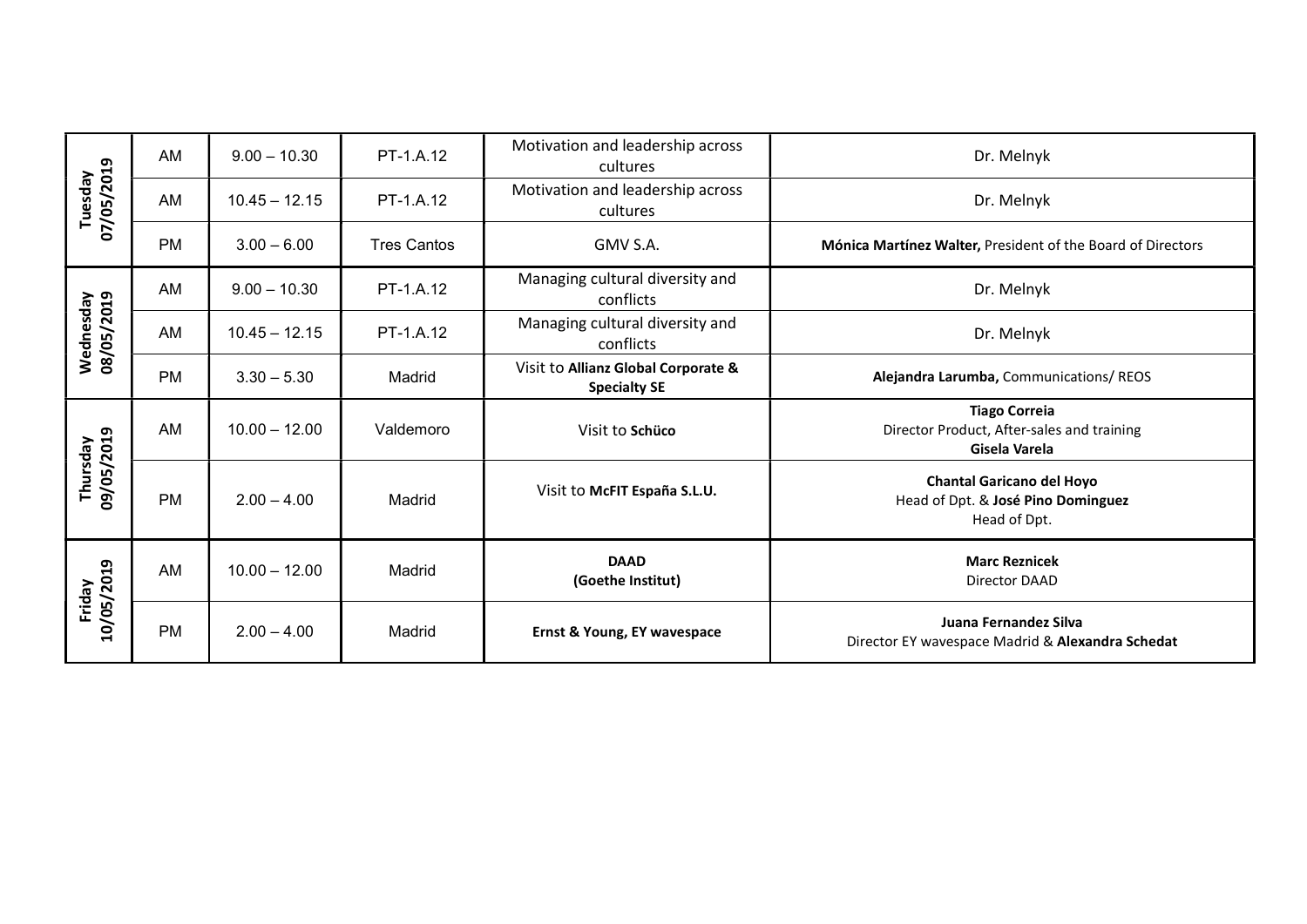| | | | | | |
|---|---|---|---|---|---|
| Tuesday 07/05/2019 | AM | 9.00 – 10.30 | PT-1.A.12 | Motivation and leadership across cultures | Dr. Melnyk |
| | AM | 10.45 – 12.15 | PT-1.A.12 | Motivation and leadership across cultures | Dr. Melnyk |
| | PM | 3.00 – 6.00 | Tres Cantos | GMV S.A. | **Mónica Martínez Walter,** President of the Board of Directors |
| Wednesday 08/05/2019 | AM | 9.00 – 10.30 | PT-1.A.12 | Managing cultural diversity and conflicts | Dr. Melnyk |
| | AM | 10.45 – 12.15 | PT-1.A.12 | Managing cultural diversity and conflicts | Dr. Melnyk |
| | PM | 3.30 – 5.30 | Madrid | Visit to **Allianz Global Corporate & Specialty SE** | **Alejandra Larumba,** Communications/ REOS |
| Thursday 09/05/2019 | AM | 10.00 – 12.00 | Valdemoro | Visit to **Schüco** | **Tiago Correia** Director Product, After-sales and training **Gisela Varela** |
| | PM | 2.00 – 4.00 | Madrid | Visit to **McFIT España S.L.U.** | **Chantal Garicano del Hoyo** Head of Dpt. & **José Pino Dominguez** Head of Dpt. |
| Friday 10/05/2019 | AM | 10.00 – 12.00 | Madrid | **DAAD (Goethe Institut)** | **Marc Reznicek** Director DAAD |
| | PM | 2.00 – 4.00 | Madrid | **Ernst & Young, EY wavespace** | **Juana Fernandez Silva** Director EY wavespace Madrid & **Alexandra Schedat** |